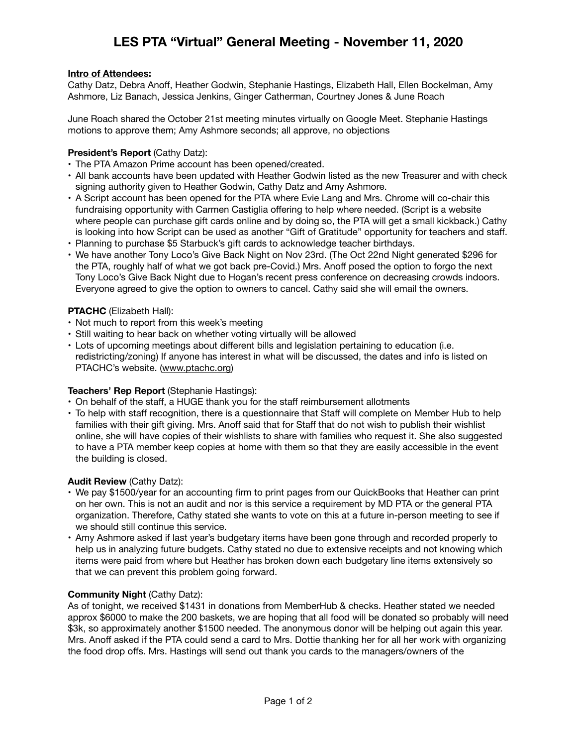# LES PTA "Virtual" General Meeting - November 11, 2020

**Intro of Attendees:**
Cathy Datz, Debra Anoff, Heather Godwin, Stephanie Hastings, Elizabeth Hall, Ellen Bockelman, Amy Ashmore, Liz Banach, Jessica Jenkins, Ginger Catherman, Courtney Jones & June Roach

June Roach shared the October 21st meeting minutes virtually on Google Meet. Stephanie Hastings motions to approve them; Amy Ashmore seconds; all approve, no objections

**President's Report** (Cathy Datz):

- The PTA Amazon Prime account has been opened/created.
- All bank accounts have been updated with Heather Godwin listed as the new Treasurer and with check signing authority given to Heather Godwin, Cathy Datz and Amy Ashmore.
- A Script account has been opened for the PTA where Evie Lang and Mrs. Chrome will co-chair this fundraising opportunity with Carmen Castiglia offering to help where needed. (Script is a website where people can purchase gift cards online and by doing so, the PTA will get a small kickback.) Cathy is looking into how Script can be used as another "Gift of Gratitude" opportunity for teachers and staff.
- Planning to purchase $5 Starbuck's gift cards to acknowledge teacher birthdays.
- We have another Tony Loco's Give Back Night on Nov 23rd. (The Oct 22nd Night generated $296 for the PTA, roughly half of what we got back pre-Covid.) Mrs. Anoff posed the option to forgo the next Tony Loco's Give Back Night due to Hogan's recent press conference on decreasing crowds indoors. Everyone agreed to give the option to owners to cancel. Cathy said she will email the owners.

**PTACHC** (Elizabeth Hall):

- Not much to report from this week's meeting
- Still waiting to hear back on whether voting virtually will be allowed
- Lots of upcoming meetings about different bills and legislation pertaining to education (i.e. redistricting/zoning) If anyone has interest in what will be discussed, the dates and info is listed on PTACHC's website. (www.ptachc.org)

**Teachers' Rep Report** (Stephanie Hastings):

- On behalf of the staff, a HUGE thank you for the staff reimbursement allotments
- To help with staff recognition, there is a questionnaire that Staff will complete on Member Hub to help families with their gift giving. Mrs. Anoff said that for Staff that do not wish to publish their wishlist online, she will have copies of their wishlists to share with families who request it. She also suggested to have a PTA member keep copies at home with them so that they are easily accessible in the event the building is closed.

**Audit Review** (Cathy Datz):

- We pay $1500/year for an accounting firm to print pages from our QuickBooks that Heather can print on her own. This is not an audit and nor is this service a requirement by MD PTA or the general PTA organization. Therefore, Cathy stated she wants to vote on this at a future in-person meeting to see if we should still continue this service.
- Amy Ashmore asked if last year's budgetary items have been gone through and recorded properly to help us in analyzing future budgets. Cathy stated no due to extensive receipts and not knowing which items were paid from where but Heather has broken down each budgetary line items extensively so that we can prevent this problem going forward.

**Community Night** (Cathy Datz):
As of tonight, we received $1431 in donations from MemberHub & checks. Heather stated we needed approx $6000 to make the 200 baskets, we are hoping that all food will be donated so probably will need $3k, so approximately another $1500 needed. The anonymous donor will be helping out again this year. Mrs. Anoff asked if the PTA could send a card to Mrs. Dottie thanking her for all her work with organizing the food drop offs. Mrs. Hastings will send out thank you cards to the managers/owners of the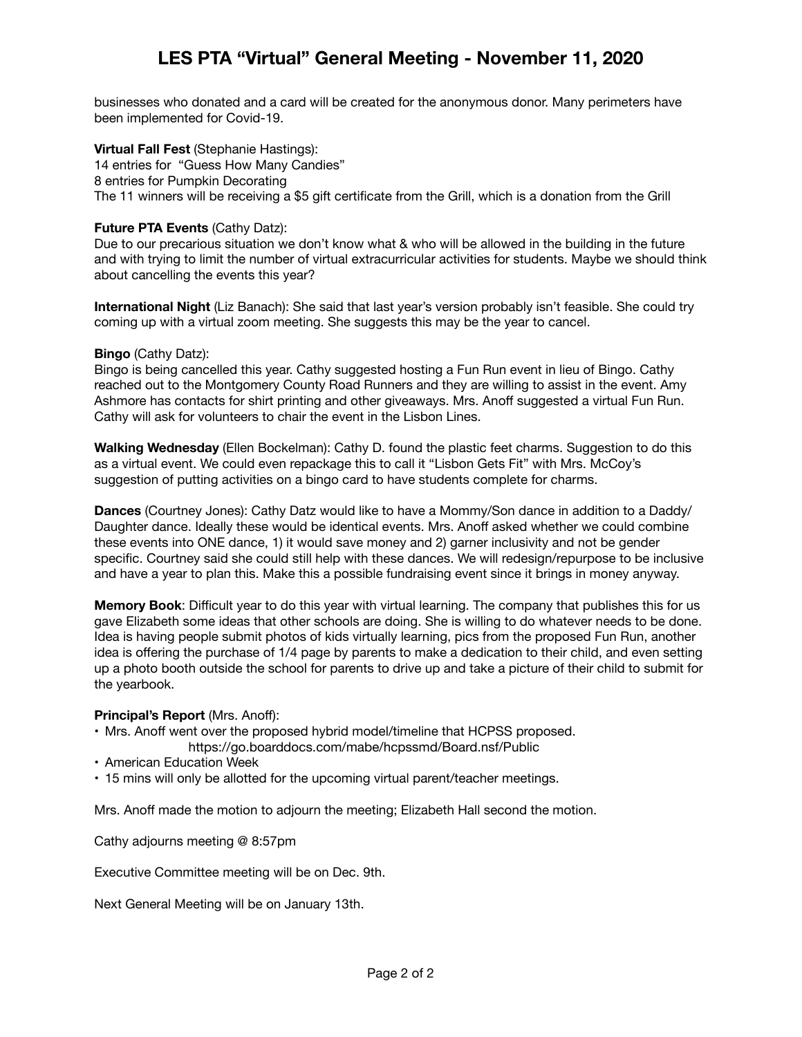businesses who donated and a card will be created for the anonymous donor. Many perimeters have been implemented for Covid-19.

**Virtual Fall Fest** (Stephanie Hastings):
14 entries for "Guess How Many Candies"
8 entries for Pumpkin Decorating
The 11 winners will be receiving a $5 gift certificate from the Grill, which is a donation from the Grill

**Future PTA Events** (Cathy Datz):
Due to our precarious situation we don't know what & who will be allowed in the building in the future and with trying to limit the number of virtual extracurricular activities for students. Maybe we should think about cancelling the events this year?

**International Night** (Liz Banach): She said that last year's version probably isn't feasible. She could try coming up with a virtual zoom meeting. She suggests this may be the year to cancel.

**Bingo** (Cathy Datz):
Bingo is being cancelled this year. Cathy suggested hosting a Fun Run event in lieu of Bingo. Cathy reached out to the Montgomery County Road Runners and they are willing to assist in the event. Amy Ashmore has contacts for shirt printing and other giveaways. Mrs. Anoff suggested a virtual Fun Run. Cathy will ask for volunteers to chair the event in the Lisbon Lines.

**Walking Wednesday** (Ellen Bockelman): Cathy D. found the plastic feet charms. Suggestion to do this as a virtual event. We could even repackage this to call it "Lisbon Gets Fit" with Mrs. McCoy's suggestion of putting activities on a bingo card to have students complete for charms.

**Dances** (Courtney Jones): Cathy Datz would like to have a Mommy/Son dance in addition to a Daddy/Daughter dance. Ideally these would be identical events. Mrs. Anoff asked whether we could combine these events into ONE dance, 1) it would save money and 2) garner inclusivity and not be gender specific. Courtney said she could still help with these dances. We will redesign/repurpose to be inclusive and have a year to plan this. Make this a possible fundraising event since it brings in money anyway.

**Memory Book**: Difficult year to do this year with virtual learning. The company that publishes this for us gave Elizabeth some ideas that other schools are doing. She is willing to do whatever needs to be done. Idea is having people submit photos of kids virtually learning, pics from the proposed Fun Run, another idea is offering the purchase of 1/4 page by parents to make a dedication to their child, and even setting up a photo booth outside the school for parents to drive up and take a picture of their child to submit for the yearbook.

**Principal's Report** (Mrs. Anoff):

- Mrs. Anoff went over the proposed hybrid model/timeline that HCPSS proposed.
  https://go.boarddocs.com/mabe/hcpssmd/Board.nsf/Public
- American Education Week
- 15 mins will only be allotted for the upcoming virtual parent/teacher meetings.

Mrs. Anoff made the motion to adjourn the meeting; Elizabeth Hall second the motion.

Cathy adjourns meeting @ 8:57pm

Executive Committee meeting will be on Dec. 9th.

Next General Meeting will be on January 13th.